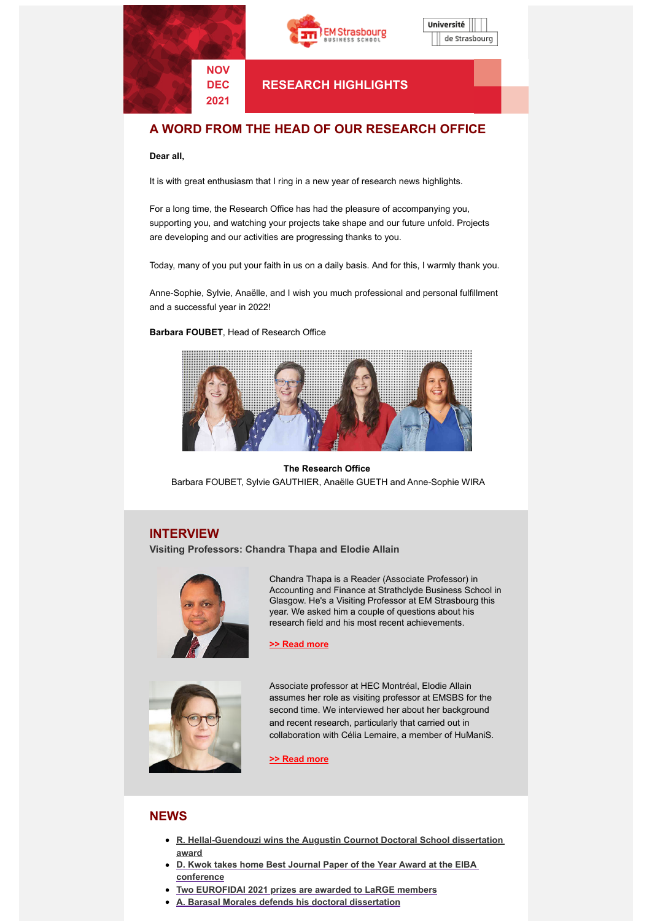NOV
DEC
2021

# RESEARCH HIGHLIGHTS

## A WORD FROM THE HEAD OF OUR RESEARCH OFFICE

**Dear all,**

It is with great enthusiasm that I ring in a new year of research news highlights.

For a long time, the Research Office has had the pleasure of accompanying you, supporting you, and watching your projects take shape and our future unfold. Projects are developing and our activities are progressing thanks to you.

Today, many of you put your faith in us on a daily basis. And for this, I warmly thank you.

Anne-Sophie, Sylvie, Anaëlle, and I wish you much professional and personal fulfillment and a successful year in 2022!

**Barbara FOUBET**, Head of Research Office

**The Research Office**
Barbara FOUBET, Sylvie GAUTHIER, Anaëlle GUETH and Anne-Sophie WIRA

## INTERVIEW

**Visiting Professors: Chandra Thapa and Elodie Allain**

Chandra Thapa is a Reader (Associate Professor) in Accounting and Finance at Strathclyde Business School in Glasgow. He's a Visiting Professor at EM Strasbourg this year. We asked him a couple of questions about his research field and his most recent achievements.

**>> Read more**

Associate professor at HEC Montréal, Elodie Allain assumes her role as visiting professor at EMSBS for the second time. We interviewed her about her background and recent research, particularly that carried out in collaboration with Célia Lemaire, a member of HuManiS.

**>> Read more**

## NEWS

- **R. Hellal-Guendouzi wins the Augustin Cournot Doctoral School dissertation award**
- **D. Kwok takes home Best Journal Paper of the Year Award at the EIBA conference**
- **Two EUROFIDAI 2021 prizes are awarded to LaRGE members**
- **A. Barasal Morales defends his doctoral dissertation**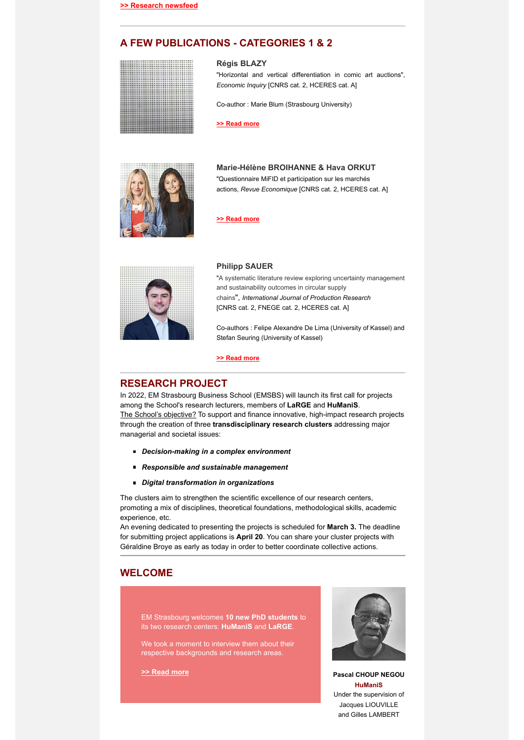[>> Research newsfeed]

## A FEW PUBLICATIONS - CATEGORIES 1 & 2

**Régis BLAZY**

"Horizontal and vertical differentiation in comic art auctions", *Economic Inquiry* [CNRS cat. 2, HCERES cat. A]

Co-author : Marie Blum (Strasbourg University)

>> Read more

**Marie-Hélène BROIHANNE & Hava ORKUT**

"Questionnaire MiFID et participation sur les marchés actions, *Revue Economique* [CNRS cat. 2, HCERES cat. A]

>> Read more

**Philipp SAUER**

"A systematic literature review exploring uncertainty management and sustainability outcomes in circular supply chains", *International Journal of Production Research* [CNRS cat. 2, FNEGE cat. 2, HCERES cat. A]

Co-authors : Felipe Alexandre De Lima (University of Kassel) and Stefan Seuring (University of Kassel)

>> Read more

## RESEARCH PROJECT

In 2022, EM Strasbourg Business School (EMSBS) will launch its first call for projects among the School's research lecturers, members of **LaRGE** and **HuManiS**.
The School's objective? To support and finance innovative, high-impact research projects through the creation of three **transdisciplinary research clusters** addressing major managerial and societal issues:

- ***Decision-making in a complex environment***
- ***Responsible and sustainable management***
- ***Digital transformation in organizations***

The clusters aim to strengthen the scientific excellence of our research centers, promoting a mix of disciplines, theoretical foundations, methodological skills, academic experience, etc.
An evening dedicated to presenting the projects is scheduled for **March 3.** The deadline for submitting project applications is **April 20**. You can share your cluster projects with Géraldine Broye as early as today in order to better coordinate collective actions.

## WELCOME

EM Strasbourg welcomes **10 new PhD students** to its two research centers: **HuManiS** and **LaRGE**.

We took a moment to interview them about their respective backgrounds and research areas.

>> Read more

**Pascal CHOUP NEGOU**
**HuManiS**
Under the supervision of Jacques LIOUVILLE and Gilles LAMBERT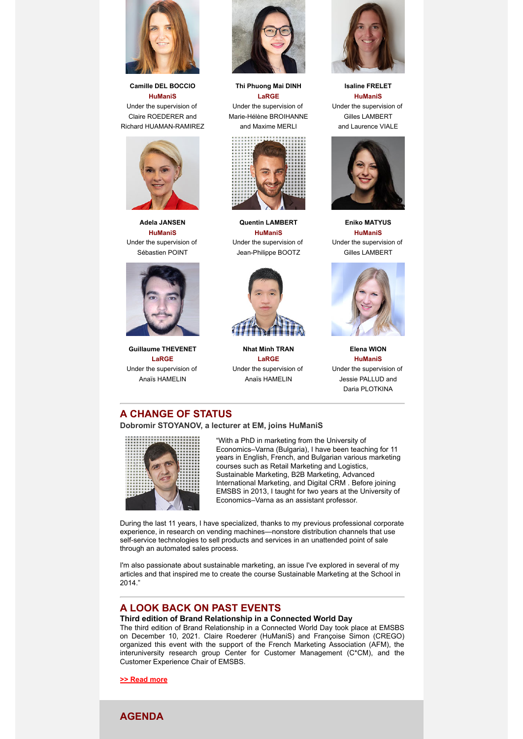**Camille DEL BOCCIO**
**HuManiS**
Under the supervision of Claire ROEDERER and Richard HUAMAN-RAMIREZ

**Thi Phuong Mai DINH**
**LaRGE**
Under the supervision of Marie-Hélène BROIHANNE and Maxime MERLI

**Isaline FRELET**
**HuManiS**
Under the supervision of Gilles LAMBERT and Laurence VIALE

**Adela JANSEN**
**HuManiS**
Under the supervision of Sébastien POINT

**Quentin LAMBERT**
**HuManiS**
Under the supervision of Jean-Philippe BOOTZ

**Eniko MATYUS**
**HuManiS**
Under the supervision of Gilles LAMBERT

**Guillaume THEVENET**
**LaRGE**
Under the supervision of Anaïs HAMELIN

**Nhat Minh TRAN**
**LaRGE**
Under the supervision of Anaïs HAMELIN

**Elena WION**
**HuManiS**
Under the supervision of Jessie PALLUD and Daria PLOTKINA

## A CHANGE OF STATUS

**Dobromir STOYANOV, a lecturer at EM, joins HuManiS**

"With a PhD in marketing from the University of Economics–Varna (Bulgaria), I have been teaching for 11 years in English, French, and Bulgarian various marketing courses such as Retail Marketing and Logistics, Sustainable Marketing, B2B Marketing, Advanced International Marketing, and Digital CRM . Before joining EMSBS in 2013, I taught for two years at the University of Economics–Varna as an assistant professor.

During the last 11 years, I have specialized, thanks to my previous professional corporate experience, in research on vending machines—nonstore distribution channels that use self-service technologies to sell products and services in an unattended point of sale through an automated sales process.

I'm also passionate about sustainable marketing, an issue I've explored in several of my articles and that inspired me to create the course Sustainable Marketing at the School in 2014."

## A LOOK BACK ON PAST EVENTS

**Third edition of Brand Relationship in a Connected World Day**

The third edition of Brand Relationship in a Connected World Day took place at EMSBS on December 10, 2021. Claire Roederer (HuManiS) and Françoise Simon (CREGO) organized this event with the support of the French Marketing Association (AFM), the interuniversity research group Center for Customer Management (C*CM), and the Customer Experience Chair of EMSBS.

**>> Read more**

## AGENDA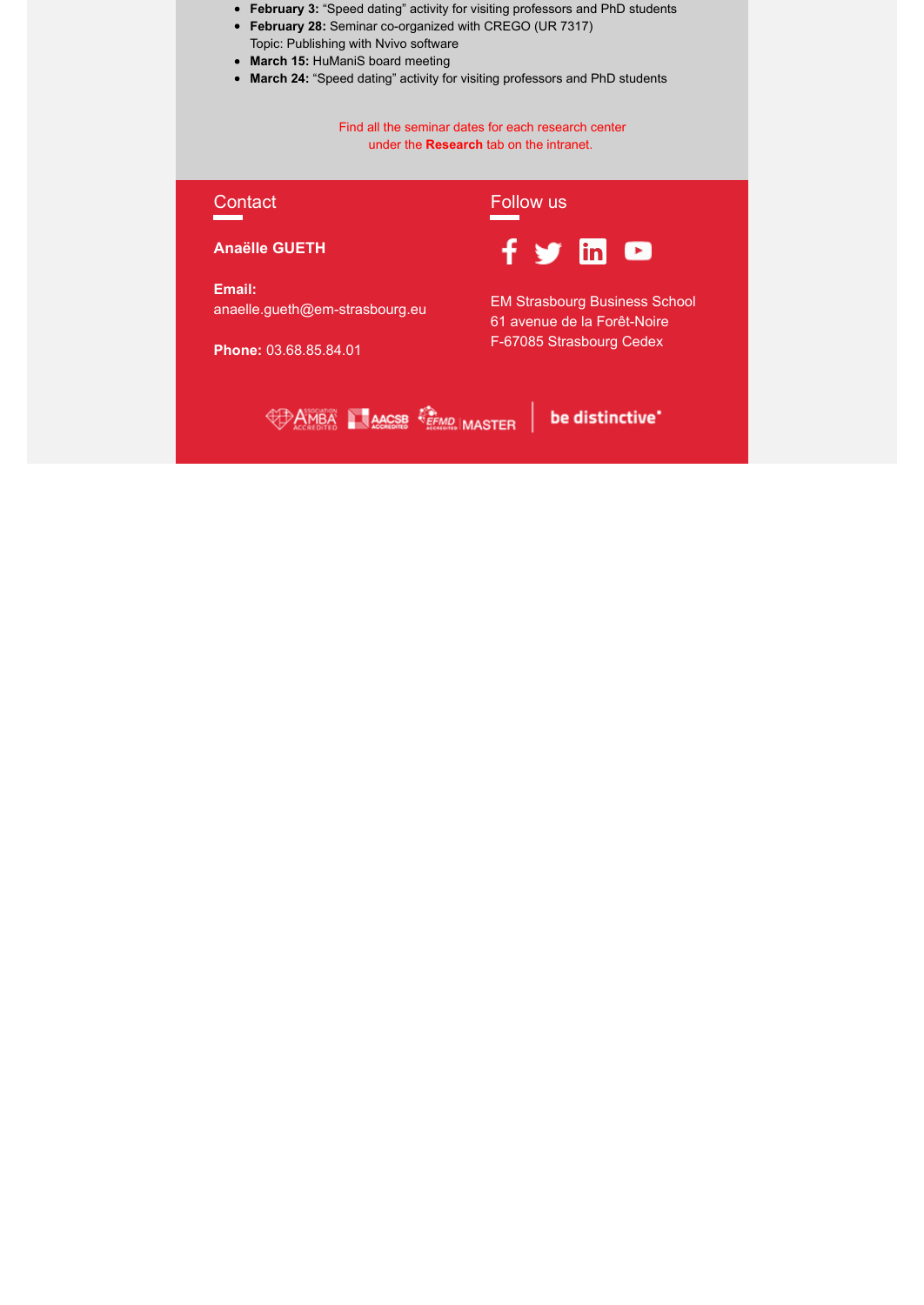- **February 3:** “Speed dating” activity for visiting professors and PhD students
- **February 28:** Seminar co-organized with CREGO (UR 7317)
  Topic: Publishing with Nvivo software
- **March 15:** HuManiS board meeting
- **March 24:** “Speed dating” activity for visiting professors and PhD students

Find all the seminar dates for each research center under the **Research** tab on the intranet.

## Contact

**Anaëlle GUETH**

**Email:** anaelle.gueth@em-strasbourg.eu

**Phone:** 03.68.85.84.01

## Follow us

EM Strasbourg Business School
61 avenue de la Forêt-Noire
F-67085 Strasbourg Cedex

AMBA ACCREDITED AACSB ACCREDITED EFMD ACCREDITED MASTER | be distinctive®